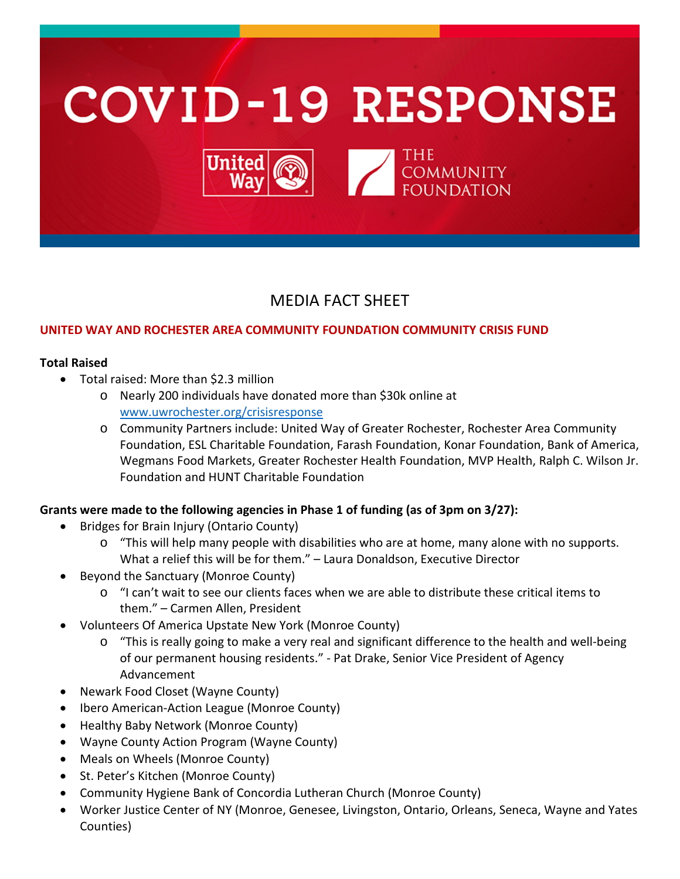# COVID-19 RESPONSE

United Way | THE COMMUNITY FOUNDATION

## MEDIA FACT SHEET

**UNITED WAY AND ROCHESTER AREA COMMUNITY FOUNDATION COMMUNITY CRISIS FUND**

**Total Raised**

- Total raised: More than $2.3 million
  - Nearly 200 individuals have donated more than $30k online at www.uwrochester.org/crisisresponse
  - Community Partners include: United Way of Greater Rochester, Rochester Area Community Foundation, ESL Charitable Foundation, Farash Foundation, Konar Foundation, Bank of America, Wegmans Food Markets, Greater Rochester Health Foundation, MVP Health, Ralph C. Wilson Jr. Foundation and HUNT Charitable Foundation

**Grants were made to the following agencies in Phase 1 of funding (as of 3pm on 3/27):**

- Bridges for Brain Injury (Ontario County)
  - "This will help many people with disabilities who are at home, many alone with no supports. What a relief this will be for them." – Laura Donaldson, Executive Director
- Beyond the Sanctuary (Monroe County)
  - "I can't wait to see our clients faces when we are able to distribute these critical items to them." – Carmen Allen, President
- Volunteers Of America Upstate New York (Monroe County)
  - "This is really going to make a very real and significant difference to the health and well-being of our permanent housing residents." - Pat Drake, Senior Vice President of Agency Advancement
- Newark Food Closet (Wayne County)
- Ibero American-Action League (Monroe County)
- Healthy Baby Network (Monroe County)
- Wayne County Action Program (Wayne County)
- Meals on Wheels (Monroe County)
- St. Peter's Kitchen (Monroe County)
- Community Hygiene Bank of Concordia Lutheran Church (Monroe County)
- Worker Justice Center of NY (Monroe, Genesee, Livingston, Ontario, Orleans, Seneca, Wayne and Yates Counties)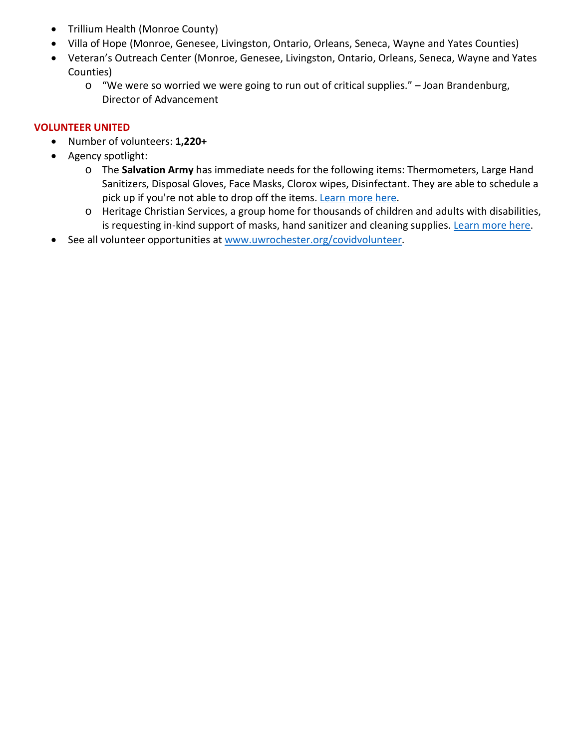- Trillium Health (Monroe County)
- Villa of Hope (Monroe, Genesee, Livingston, Ontario, Orleans, Seneca, Wayne and Yates Counties)
- Veteran's Outreach Center (Monroe, Genesee, Livingston, Ontario, Orleans, Seneca, Wayne and Yates Counties)
  - "We were so worried we were going to run out of critical supplies." – Joan Brandenburg, Director of Advancement

**VOLUNTEER UNITED**

- Number of volunteers: **1,220+**
- Agency spotlight:
  - The **Salvation Army** has immediate needs for the following items: Thermometers, Large Hand Sanitizers, Disposal Gloves, Face Masks, Clorox wipes, Disinfectant. They are able to schedule a pick up if you're not able to drop off the items. Learn more here.
  - Heritage Christian Services, a group home for thousands of children and adults with disabilities, is requesting in-kind support of masks, hand sanitizer and cleaning supplies. Learn more here.
- See all volunteer opportunities at www.uwrochester.org/covidvolunteer.